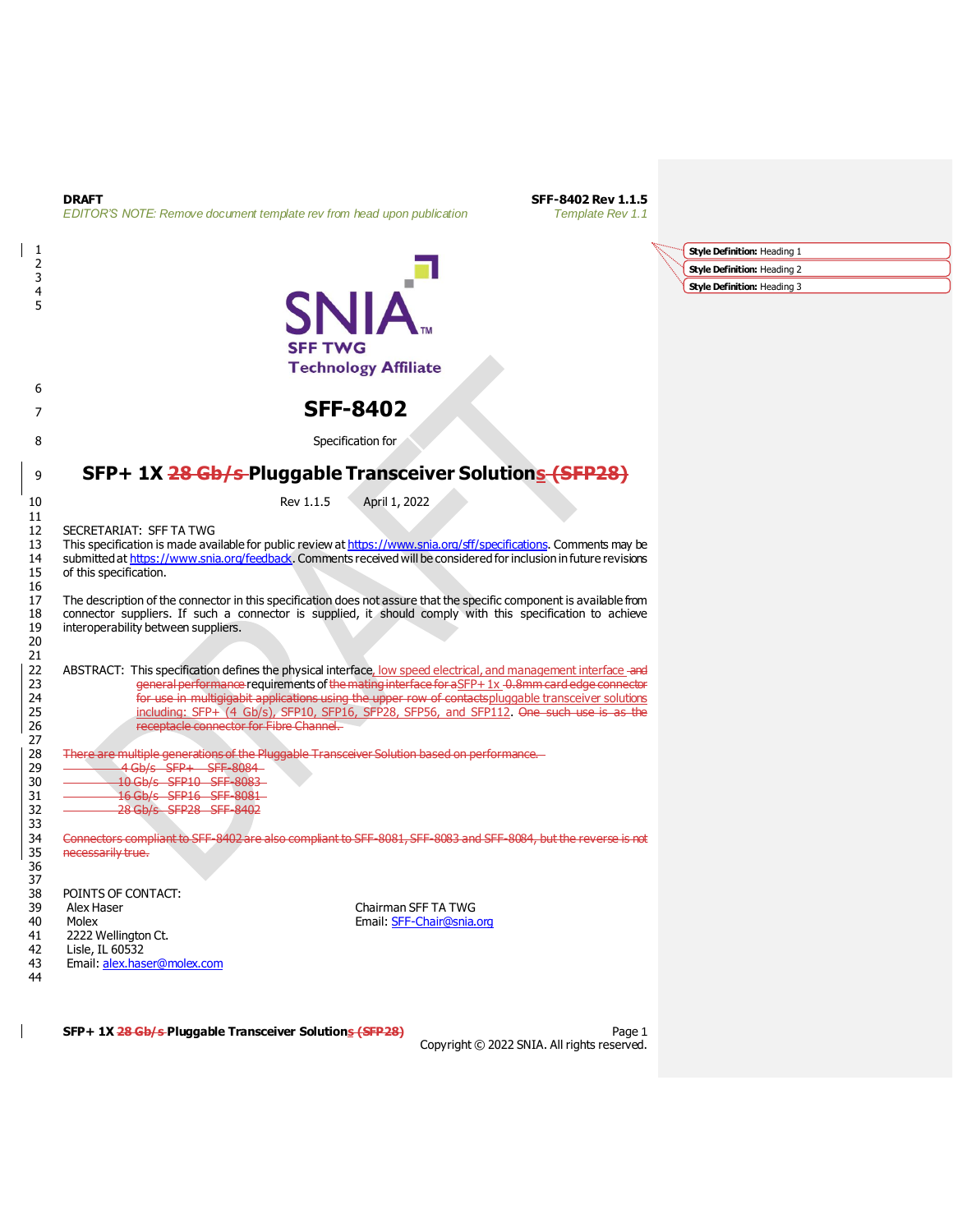**DRAFT**

*EDITOR'S NOTE: Remove document template rev from head upon publication*

**SFF-8402 Rev 1.1.5**

*Template Rev 1.1*

SNIA SFF TWG Technology Affiliate

# SFF-8402

Specification for

# SFP+ 1X ~~28 Gb/s~~ Pluggable Transceiver Solutions ~~(SFP28)~~

Rev 1.1.5 April 1, 2022

SECRETARIAT: SFF TA TWG

This specification is made available for public review at https://www.snia.org/sff/specifications. Comments may be submitted at https://www.snia.org/feedback. Comments received will be considered for inclusion in future revisions of this specification.

The description of the connector in this specification does not assure that the specific component is available from connector suppliers. If such a connector is supplied, it should comply with this specification to achieve interoperability between suppliers.

ABSTRACT: This specification defines the physical interface, low speed electrical, and management interface ~~and general performance~~ requirements of ~~the mating interface for a~~ SFP+ 1x ~~0.8mm card edge connector for use in multigigabit applications using the upper row of contacts~~ pluggable transceiver solutions including: SFP+ (4 Gb/s), SFP10, SFP16, SFP28, SFP56, and SFP112. ~~One such use is as the receptacle connector for Fibre Channel.~~

~~There are multiple generations of the Pluggable Transceiver Solution based on performance.~~

~~4 Gb/s SFP+ SFF-8084~~
~~10 Gb/s SFP10 SFF-8083~~
~~16 Gb/s SFP16 SFF-8081~~
~~28 Gb/s SFP28 SFF-8402~~

~~Connectors compliant to SFF-8402 are also compliant to SFF-8081, SFF-8083 and SFF-8084, but the reverse is not necessarily true.~~

POINTS OF CONTACT:

Alex Haser
Molex
2222 Wellington Ct.
Lisle, IL 60532
Email: alex.haser@molex.com

Chairman SFF TA TWG
Email: SFF-Chair@snia.org

Copyright © 2022 SNIA. All rights reserved.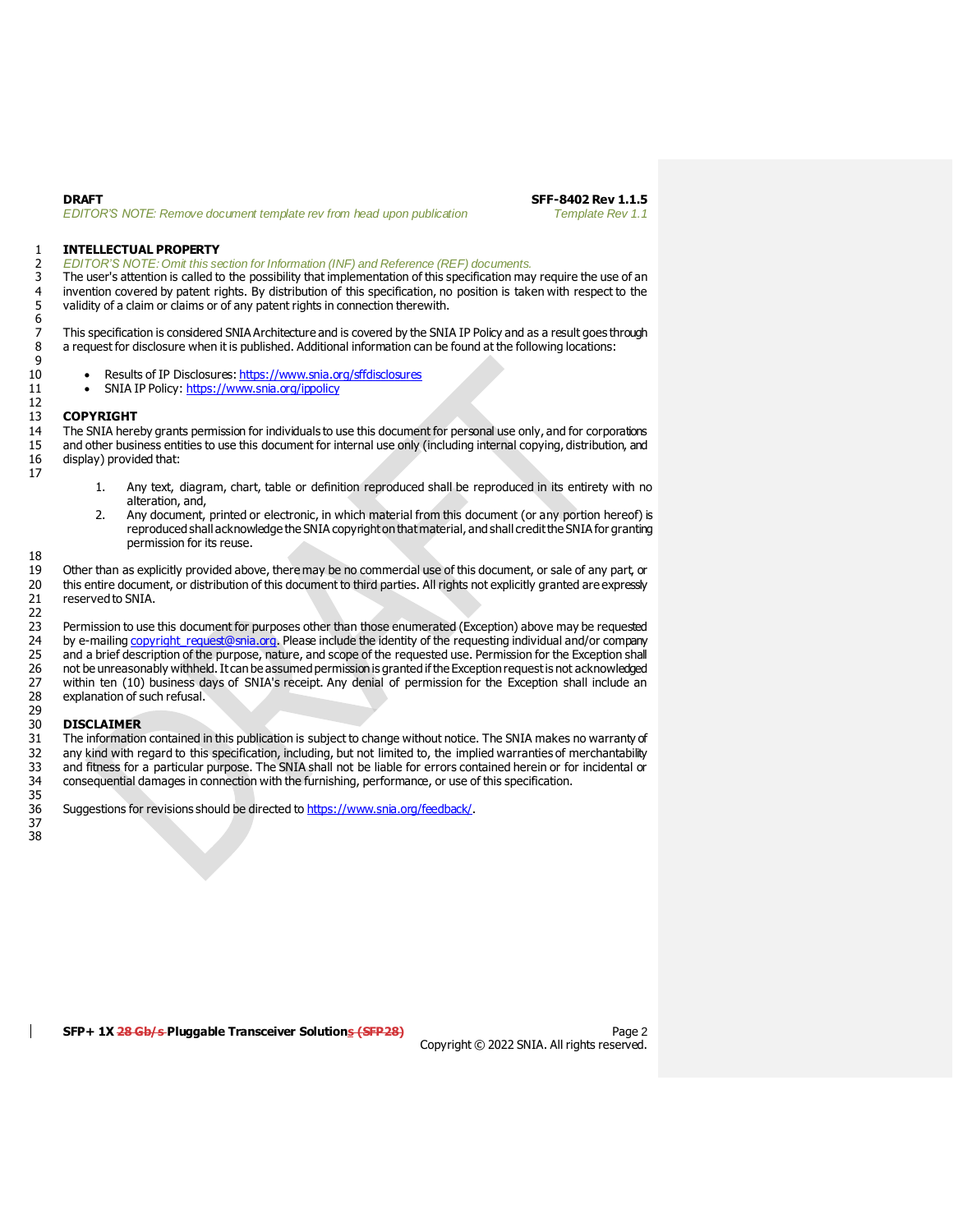## INTELLECTUAL PROPERTY

*EDITOR'S NOTE: Omit this section for Information (INF) and Reference (REF) documents.*

The user's attention is called to the possibility that implementation of this specification may require the use of an invention covered by patent rights. By distribution of this specification, no position is taken with respect to the validity of a claim or claims or of any patent rights in connection therewith.

This specification is considered SNIA Architecture and is covered by the SNIA IP Policy and as a result goes through a request for disclosure when it is published. Additional information can be found at the following locations:

- Results of IP Disclosures: https://www.snia.org/sffdisclosures
- SNIA IP Policy: https://www.snia.org/ippolicy

## COPYRIGHT

The SNIA hereby grants permission for individuals to use this document for personal use only, and for corporations and other business entities to use this document for internal use only (including internal copying, distribution, and display) provided that:

1. Any text, diagram, chart, table or definition reproduced shall be reproduced in its entirety with no alteration, and,
2. Any document, printed or electronic, in which material from this document (or any portion hereof) is reproduced shall acknowledge the SNIA copyright on that material, and shall credit the SNIA for granting permission for its reuse.

Other than as explicitly provided above, there may be no commercial use of this document, or sale of any part, or this entire document, or distribution of this document to third parties. All rights not explicitly granted are expressly reserved to SNIA.

Permission to use this document for purposes other than those enumerated (Exception) above may be requested by e-mailing copyright_request@snia.org. Please include the identity of the requesting individual and/or company and a brief description of the purpose, nature, and scope of the requested use. Permission for the Exception shall not be unreasonably withheld. It can be assumed permission is granted if the Exception request is not acknowledged within ten (10) business days of SNIA's receipt. Any denial of permission for the Exception shall include an explanation of such refusal.

## DISCLAIMER

The information contained in this publication is subject to change without notice. The SNIA makes no warranty of any kind with regard to this specification, including, but not limited to, the implied warranties of merchantability and fitness for a particular purpose. The SNIA shall not be liable for errors contained herein or for incidental or consequential damages in connection with the furnishing, performance, or use of this specification.

Suggestions for revisions should be directed to https://www.snia.org/feedback/.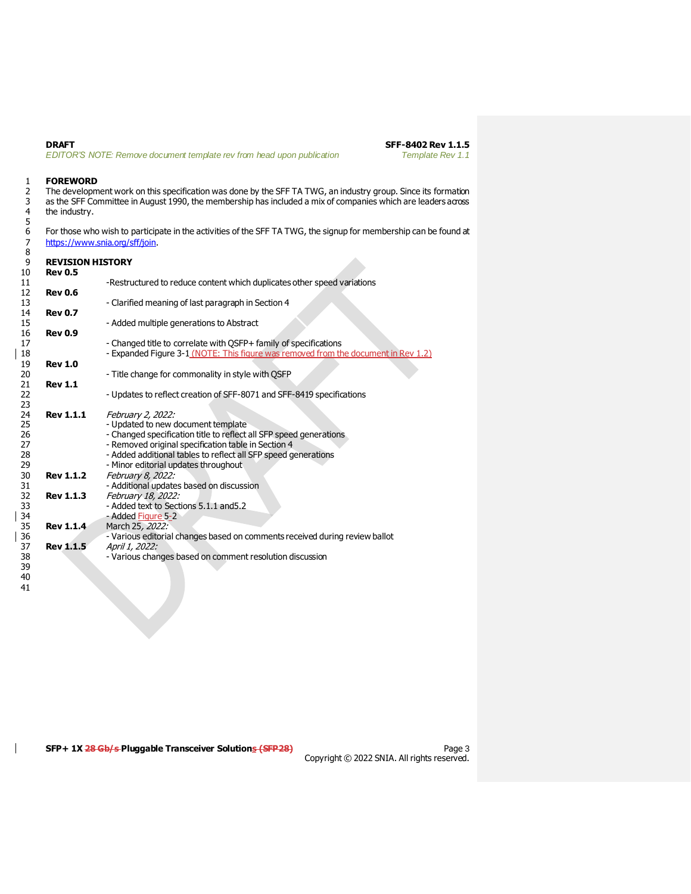## FOREWORD

The development work on this specification was done by the SFF TA TWG, an industry group. Since its formation as the SFF Committee in August 1990, the membership has included a mix of companies which are leaders across the industry.

For those who wish to participate in the activities of the SFF TA TWG, the signup for membership can be found at https://www.snia.org/sff/join.

## REVISION HISTORY

**Rev 0.5**
- Restructured to reduce content which duplicates other speed variations

**Rev 0.6**
- Clarified meaning of last paragraph in Section 4

**Rev 0.7**
- Added multiple generations to Abstract

**Rev 0.9**
- Changed title to correlate with QSFP+ family of specifications
- Expanded Figure 3-1 (NOTE: This figure was removed from the document in Rev 1.2)

**Rev 1.0**
- Title change for commonality in style with QSFP

**Rev 1.1**
- Updates to reflect creation of SFF-8071 and SFF-8419 specifications

**Rev 1.1.1** *February 2, 2022:*
- Updated to new document template
- Changed specification title to reflect all SFP speed generations
- Removed original specification table in Section 4
- Added additional tables to reflect all SFP speed generations
- Minor editorial updates throughout

**Rev 1.1.2** *February 8, 2022:*
- Additional updates based on discussion

**Rev 1.1.3** *February 18, 2022:*
- Added text to Sections 5.1.1 and5.2
- Added Figure 5-2

**Rev 1.1.4** March 25*, 2022:*
- Various editorial changes based on comments received during review ballot

**Rev 1.1.5** *April 1, 2022:*
- Various changes based on comment resolution discussion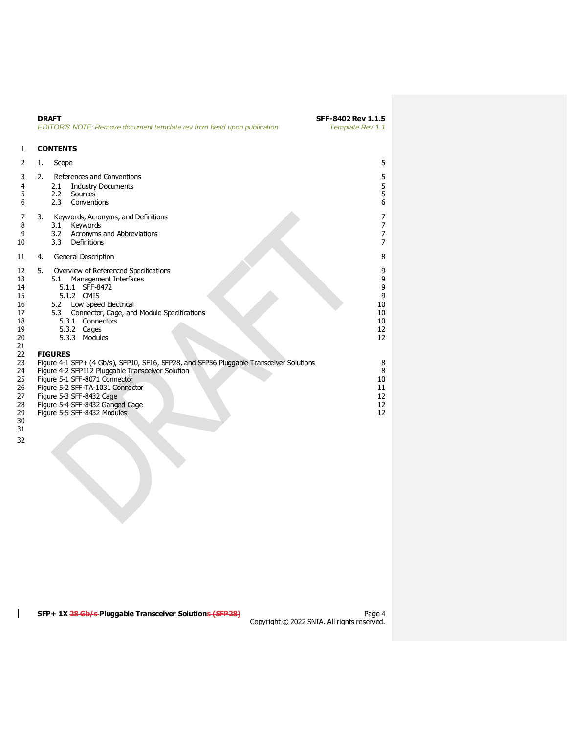# CONTENTS

| | |
|---|---|
| 1. Scope | 5 |
| 2. References and Conventions | 5 |
| 2.1 Industry Documents | 5 |
| 2.2 Sources | 5 |
| 2.3 Conventions | 6 |
| 3. Keywords, Acronyms, and Definitions | 7 |
| 3.1 Keywords | 7 |
| 3.2 Acronyms and Abbreviations | 7 |
| 3.3 Definitions | 7 |
| 4. General Description | 8 |
| 5. Overview of Referenced Specifications | 9 |
| 5.1 Management Interfaces | 9 |
| 5.1.1 SFF-8472 | 9 |
| 5.1.2 CMIS | 9 |
| 5.2 Low Speed Electrical | 10 |
| 5.3 Connector, Cage, and Module Specifications | 10 |
| 5.3.1 Connectors | 10 |
| 5.3.2 Cages | 12 |
| 5.3.3 Modules | 12 |

# FIGURES

| | |
|---|---|
| Figure 4-1 SFP+ (4 Gb/s), SFP10, SF16, SFP28, and SFP56 Pluggable Transceiver Solutions | 8 |
| Figure 4-2 SFP112 Pluggable Transceiver Solution | 8 |
| Figure 5-1 SFF-8071 Connector | 10 |
| Figure 5-2 SFF-TA-1031 Connector | 11 |
| Figure 5-3 SFF-8432 Cage | 12 |
| Figure 5-4 SFF-8432 Ganged Cage | 12 |
| Figure 5-5 SFF-8432 Modules | 12 |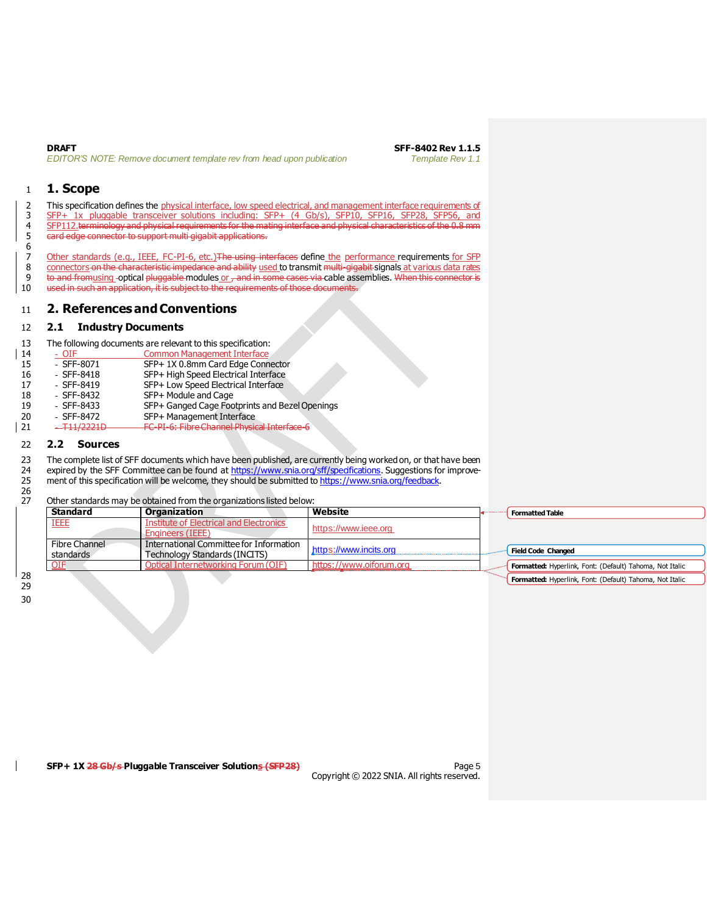# 1. Scope

This specification defines the physical interface, low speed electrical, and management interface requirements of SFP+ 1x pluggable transceiver solutions including: SFP+ (4 Gb/s), SFP10, SFP16, SFP28, SFP56, and SFP112.~~terminology and physical requirements for the mating interface and physical characteristics of the 0.8 mm card edge connector to support multi gigabit applications.~~

Other standards (e.g., IEEE, FC-PI-6, etc.)~~The using interfaces~~ define the performance requirements for SFP connectors ~~on the characteristic impedance and ability~~ used to transmit ~~multi-gigabit~~ signals at various data rates ~~to and from~~using optical ~~pluggable~~ modules or ~~, and in some cases via~~ cable assemblies. ~~When this connector is used in such an application, it is subject to the requirements of those documents.~~

# 2. References and Conventions

## 2.1 Industry Documents

The following documents are relevant to this specification:

- OIF — Common Management Interface
- SFF-8071 — SFP+ 1X 0.8mm Card Edge Connector
- SFF-8418 — SFP+ High Speed Electrical Interface
- SFF-8419 — SFP+ Low Speed Electrical Interface
- SFF-8432 — SFP+ Module and Cage
- SFF-8433 — SFP+ Ganged Cage Footprints and Bezel Openings
- SFF-8472 — SFP+ Management Interface
- ~~T11/2221D — FC-PI-6: Fibre Channel Physical Interface-6~~

## 2.2 Sources

The complete list of SFF documents which have been published, are currently being worked on, or that have been expired by the SFF Committee can be found at https://www.snia.org/sff/specifications. Suggestions for improvement of this specification will be welcome, they should be submitted to https://www.snia.org/feedback.

Other standards may be obtained from the organizations listed below:

| Standard | Organization | Website |
|---|---|---|
| IEEE | Institute of Electrical and Electronics Engineers (IEEE) | https://www.ieee.org |
| Fibre Channel standards | International Committee for Information Technology Standards (INCITS) | https://www.incits.org |
| OIF | Optical Internetworking Forum (OIF) | https://www.oiforum.org |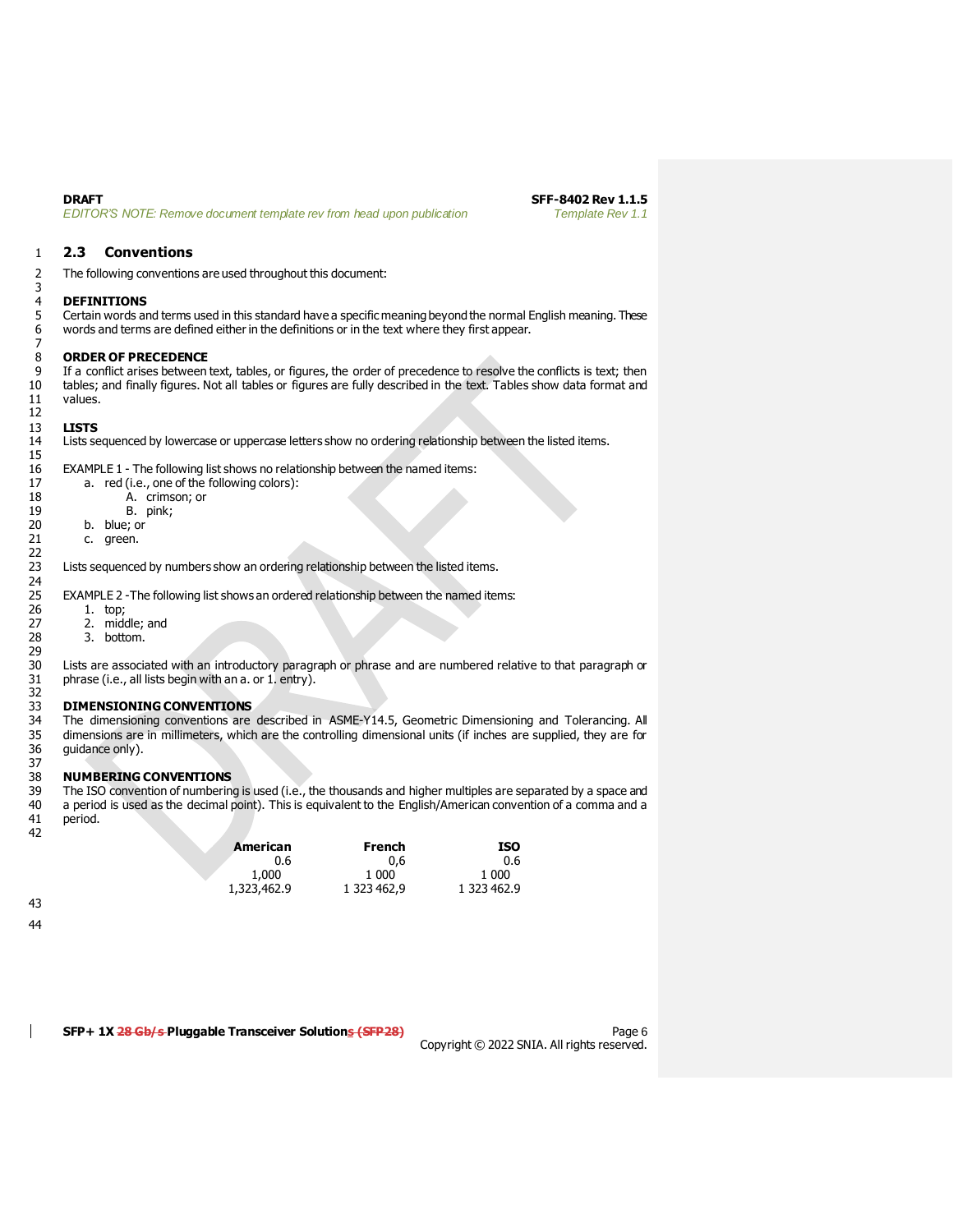## 2.3 Conventions

The following conventions are used throughout this document:

**DEFINITIONS**

Certain words and terms used in this standard have a specific meaning beyond the normal English meaning. These words and terms are defined either in the definitions or in the text where they first appear.

**ORDER OF PRECEDENCE**

If a conflict arises between text, tables, or figures, the order of precedence to resolve the conflicts is text; then tables; and finally figures. Not all tables or figures are fully described in the text. Tables show data format and values.

**LISTS**

Lists sequenced by lowercase or uppercase letters show no ordering relationship between the listed items.

EXAMPLE 1 - The following list shows no relationship between the named items:

a. red (i.e., one of the following colors):
   A. crimson; or
   B. pink;
b. blue; or
c. green.

Lists sequenced by numbers show an ordering relationship between the listed items.

EXAMPLE 2 -The following list shows an ordered relationship between the named items:

1. top;
2. middle; and
3. bottom.

Lists are associated with an introductory paragraph or phrase and are numbered relative to that paragraph or phrase (i.e., all lists begin with an a. or 1. entry).

**DIMENSIONING CONVENTIONS**

The dimensioning conventions are described in ASME-Y14.5, Geometric Dimensioning and Tolerancing. All dimensions are in millimeters, which are the controlling dimensional units (if inches are supplied, they are for guidance only).

**NUMBERING CONVENTIONS**

The ISO convention of numbering is used (i.e., the thousands and higher multiples are separated by a space and a period is used as the decimal point). This is equivalent to the English/American convention of a comma and a period.

| American | French | ISO |
|---:|---:|---:|
| 0.6 | 0,6 | 0.6 |
| 1,000 | 1 000 | 1 000 |
| 1,323,462.9 | 1 323 462,9 | 1 323 462.9 |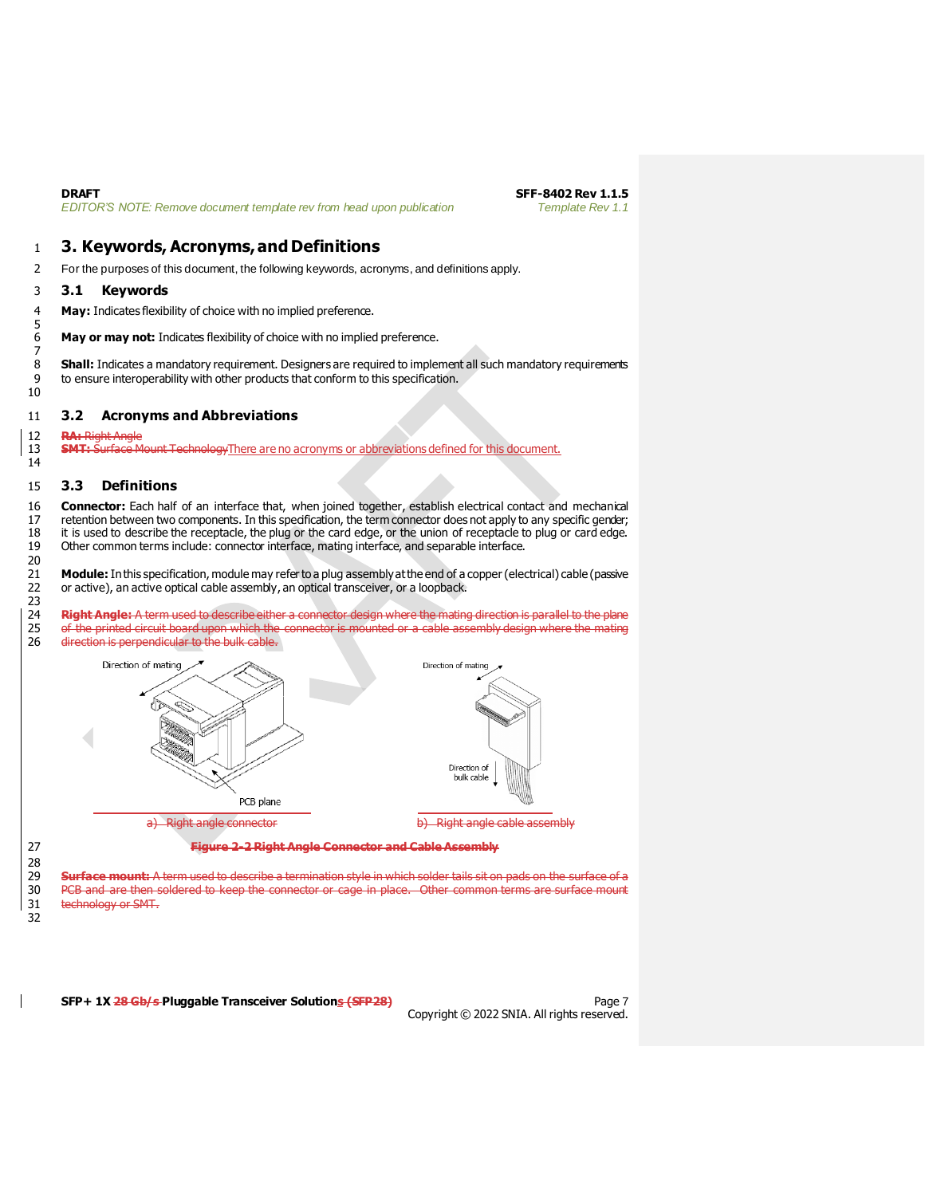# 3. Keywords, Acronyms, and Definitions

For the purposes of this document, the following keywords, acronyms, and definitions apply.

## 3.1 Keywords

**May:** Indicates flexibility of choice with no implied preference.

**May or may not:** Indicates flexibility of choice with no implied preference.

**Shall:** Indicates a mandatory requirement. Designers are required to implement all such mandatory requirements to ensure interoperability with other products that conform to this specification.

## 3.2 Acronyms and Abbreviations

~~**RA:** Right Angle~~

~~**SMT:** Surface Mount Technology~~There are no acronyms or abbreviations defined for this document.

## 3.3 Definitions

**Connector:** Each half of an interface that, when joined together, establish electrical contact and mechanical retention between two components. In this specification, the term connector does not apply to any specific gender; it is used to describe the receptacle, the plug or the card edge, or the union of receptacle to plug or card edge. Other common terms include: connector interface, mating interface, and separable interface.

**Module:** In this specification, module may refer to a plug assembly at the end of a copper (electrical) cable (passive or active), an active optical cable assembly, an optical transceiver, or a loopback.

~~**Right Angle:** A term used to describe either a connector design where the mating direction is parallel to the plane of the printed circuit board upon which the connector is mounted or a cable assembly design where the mating direction is perpendicular to the bulk cable.~~

Direction of mating

PCB plane

~~a) Right angle connector~~

Direction of mating

Direction of bulk cable

~~b) Right angle cable assembly~~

~~**Figure 2-2 Right Angle Connector and Cable Assembly**~~

~~**Surface mount:** A term used to describe a termination style in which solder tails sit on pads on the surface of a PCB and are then soldered to keep the connector or cage in place. Other common terms are surface mount technology or SMT.~~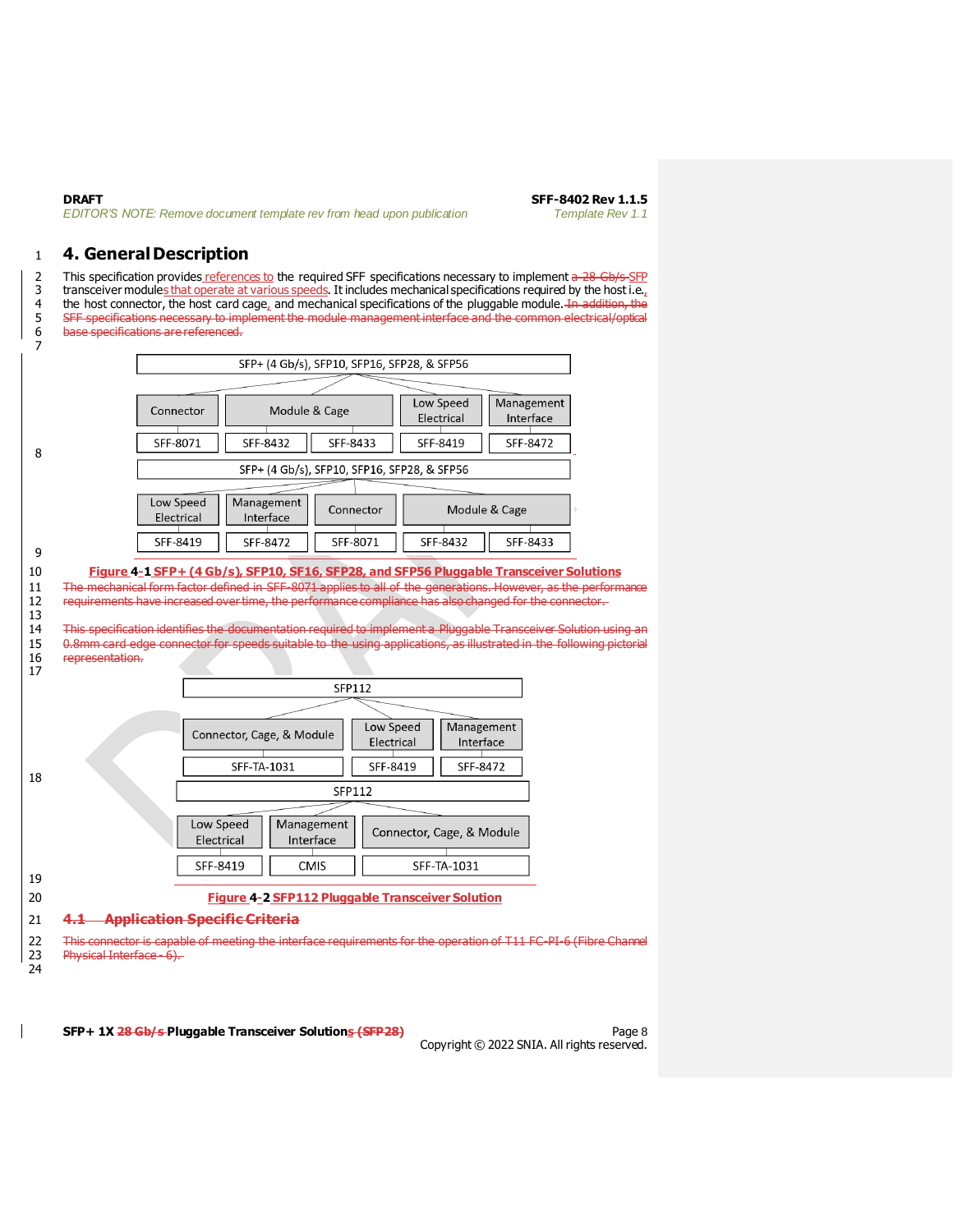# 4. General Description

This specification provides references to the required SFF specifications necessary to implement a 28 Gb/s SFP transceiver modules that operate at various speeds. It includes mechanical specifications required by the host i.e., the host connector, the host card cage, and mechanical specifications of the pluggable module. In addition, the SFF specifications necessary to implement the module management interface and the common electrical/optical base specifications are referenced.

SFP+ (4 Gb/s), SFP10, SFP16, SFP28, & SFP56

| Connector | Module & Cage | | Low Speed Electrical | Management Interface |
| --- | --- | --- | --- | --- |
| SFF-8071 | SFF-8432 | SFF-8433 | SFF-8419 | SFF-8472 |

SFP+ (4 Gb/s), SFP10, SFP16, SFP28, & SFP56

| Low Speed Electrical | Management Interface | Connector | Module & Cage | |
| --- | --- | --- | --- | --- |
| SFF-8419 | SFF-8472 | SFF-8071 | SFF-8432 | SFF-8433 |

**Figure 4-1 SFP+ (4 Gb/s), SFP10, SF16, SFP28, and SFP56 Pluggable Transceiver Solutions**

The mechanical form factor defined in SFF-8071 applies to all of the generations. However, as the performance requirements have increased over time, the performance compliance has also changed for the connector.

This specification identifies the documentation required to implement a Pluggable Transceiver Solution using an 0.8mm card edge connector for speeds suitable to the using applications, as illustrated in the following pictorial representation.

SFP112

| Connector, Cage, & Module | Low Speed Electrical | Management Interface |
| --- | --- | --- |
| SFF-TA-1031 | SFF-8419 | SFF-8472 |

SFP112

| Low Speed Electrical | Management Interface | Connector, Cage, & Module |
| --- | --- | --- |
| SFF-8419 | CMIS | SFF-TA-1031 |

**Figure 4-2 SFP112 Pluggable Transceiver Solution**

## 4.1 Application Specific Criteria

This connector is capable of meeting the interface requirements for the operation of T11 FC-PI-6 (Fibre Channel Physical Interface - 6).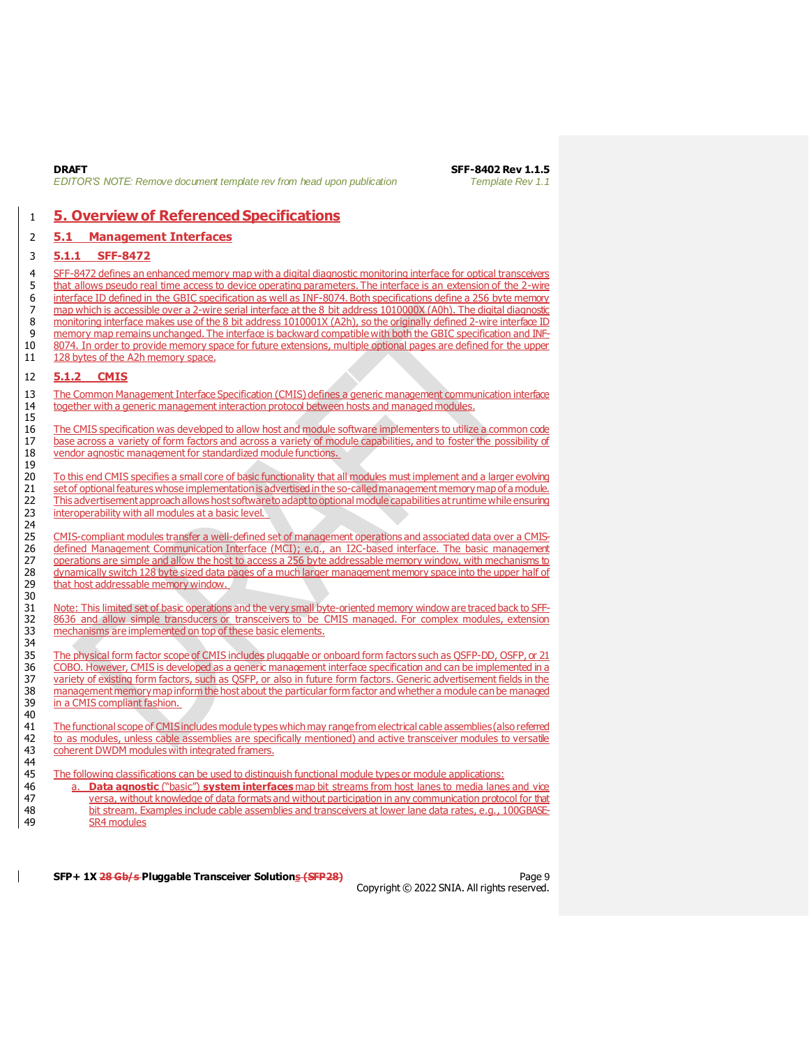# 5. Overview of Referenced Specifications

## 5.1 Management Interfaces

### 5.1.1 SFF-8472

SFF-8472 defines an enhanced memory map with a digital diagnostic monitoring interface for optical transceivers that allows pseudo real time access to device operating parameters. The interface is an extension of the 2-wire interface ID defined in the GBIC specification as well as INF-8074. Both specifications define a 256 byte memory map which is accessible over a 2-wire serial interface at the 8 bit address 1010000X (A0h). The digital diagnostic monitoring interface makes use of the 8 bit address 1010001X (A2h), so the originally defined 2-wire interface ID memory map remains unchanged. The interface is backward compatible with both the GBIC specification and INF-8074. In order to provide memory space for future extensions, multiple optional pages are defined for the upper 128 bytes of the A2h memory space.

### 5.1.2 CMIS

The Common Management Interface Specification (CMIS) defines a generic management communication interface together with a generic management interaction protocol between hosts and managed modules.

The CMIS specification was developed to allow host and module software implementers to utilize a common code base across a variety of form factors and across a variety of module capabilities, and to foster the possibility of vendor agnostic management for standardized module functions.

To this end CMIS specifies a small core of basic functionality that all modules must implement and a larger evolving set of optional features whose implementation is advertised in the so-called management memory map of a module. This advertisement approach allows host software to adapt to optional module capabilities at runtime while ensuring interoperability with all modules at a basic level.

CMIS-compliant modules transfer a well-defined set of management operations and associated data over a CMIS-defined Management Communication Interface (MCI); e.g., an I2C-based interface. The basic management operations are simple and allow the host to access a 256 byte addressable memory window, with mechanisms to dynamically switch 128 byte sized data pages of a much larger management memory space into the upper half of that host addressable memory window.

Note: This limited set of basic operations and the very small byte-oriented memory window are traced back to SFF-8636 and allow simple transducers or transceivers to be CMIS managed. For complex modules, extension mechanisms are implemented on top of these basic elements.

The physical form factor scope of CMIS includes pluggable or onboard form factors such as QSFP-DD, OSFP, or COBO. However, CMIS is developed as a generic management interface specification and can be implemented in a variety of existing form factors, such as QSFP, or also in future form factors. Generic advertisement fields in the management memory map inform the host about the particular form factor and whether a module can be managed in a CMIS compliant fashion.

The functional scope of CMIS includes module types which may range from electrical cable assemblies (also referred to as modules, unless cable assemblies are specifically mentioned) and active transceiver modules to versatile coherent DWDM modules with integrated framers.

The following classifications can be used to distinguish functional module types or module applications:

a. **Data agnostic** ("basic") **system interfaces** map bit streams from host lanes to media lanes and vice versa, without knowledge of data formats and without participation in any communication protocol for that bit stream. Examples include cable assemblies and transceivers at lower lane data rates, e.g., 100GBASE-SR4 modules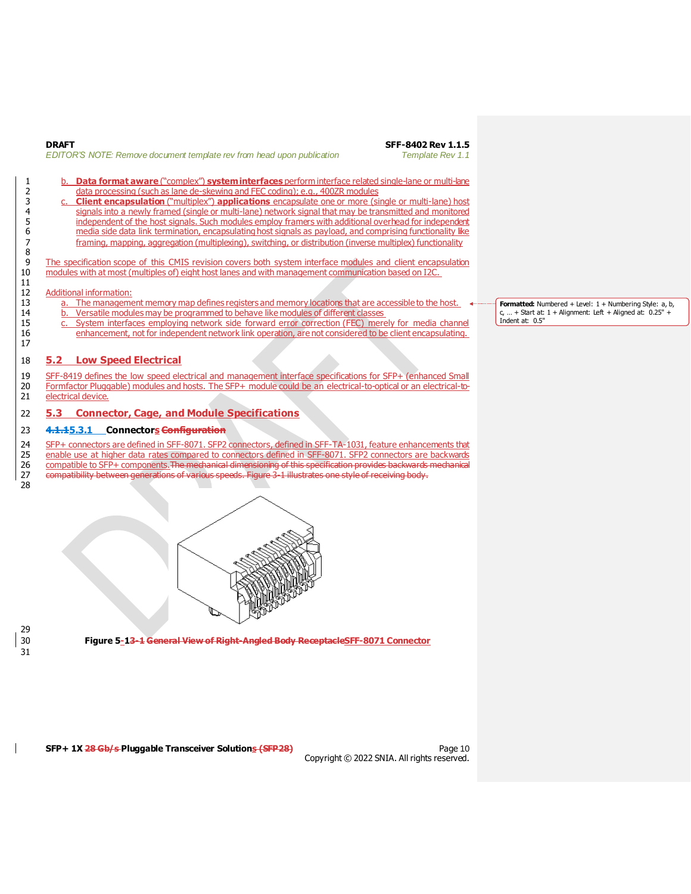b. **Data format aware** ("complex") **system interfaces** perform interface related single-lane or multi-lane data processing (such as lane de-skewing and FEC coding); e.g., 400ZR modules

c. **Client encapsulation** ("multiplex") **applications** encapsulate one or more (single or multi-lane) host signals into a newly framed (single or multi-lane) network signal that may be transmitted and monitored independent of the host signals. Such modules employ framers with additional overhead for independent media side data link termination, encapsulating host signals as payload, and comprising functionality like framing, mapping, aggregation (multiplexing), switching, or distribution (inverse multiplex) functionality

The specification scope of this CMIS revision covers both system interface modules and client encapsulation modules with at most (multiples of) eight host lanes and with management communication based on I2C.

Additional information:

a. The management memory map defines registers and memory locations that are accessible to the host.
b. Versatile modules may be programmed to behave like modules of different classes
c. System interfaces employing network side forward error correction (FEC) merely for media channel enhancement, not for independent network link operation, are not considered to be client encapsulating.

## 5.2 Low Speed Electrical

SFF-8419 defines the low speed electrical and management interface specifications for SFP+ (enhanced Small Formfactor Pluggable) modules and hosts. The SFP+ module could be an electrical-to-optical or an electrical-to-electrical device.

## 5.3 Connector, Cage, and Module Specifications

### 5.3.1 Connectors

SFP+ connectors are defined in SFF-8071. SFP2 connectors, defined in SFF-TA-1031, feature enhancements that enable use at higher data rates compared to connectors defined in SFF-8071. SFP2 connectors are backwards compatible to SFP+ components.

**Figure 5-1 SFF-8071 Connector**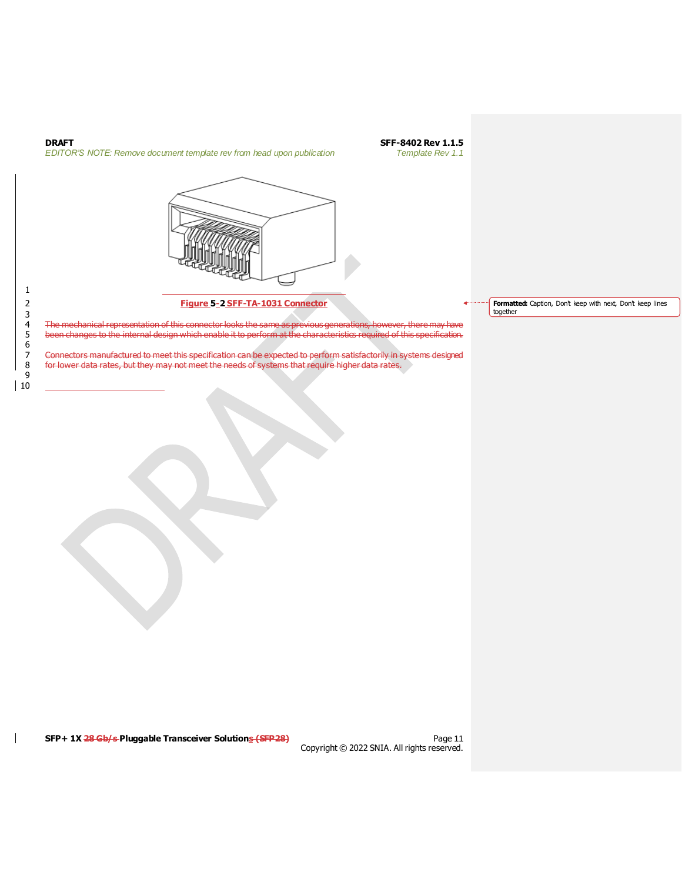Figure 5-2 SFF-TA-1031 Connector

The mechanical representation of this connector looks the same as previous generations, however, there may have been changes to the internal design which enable it to perform at the characteristics required of this specification.

Connectors manufactured to meet this specification can be expected to perform satisfactorily in systems designed for lower data rates, but they may not meet the needs of systems that require higher data rates.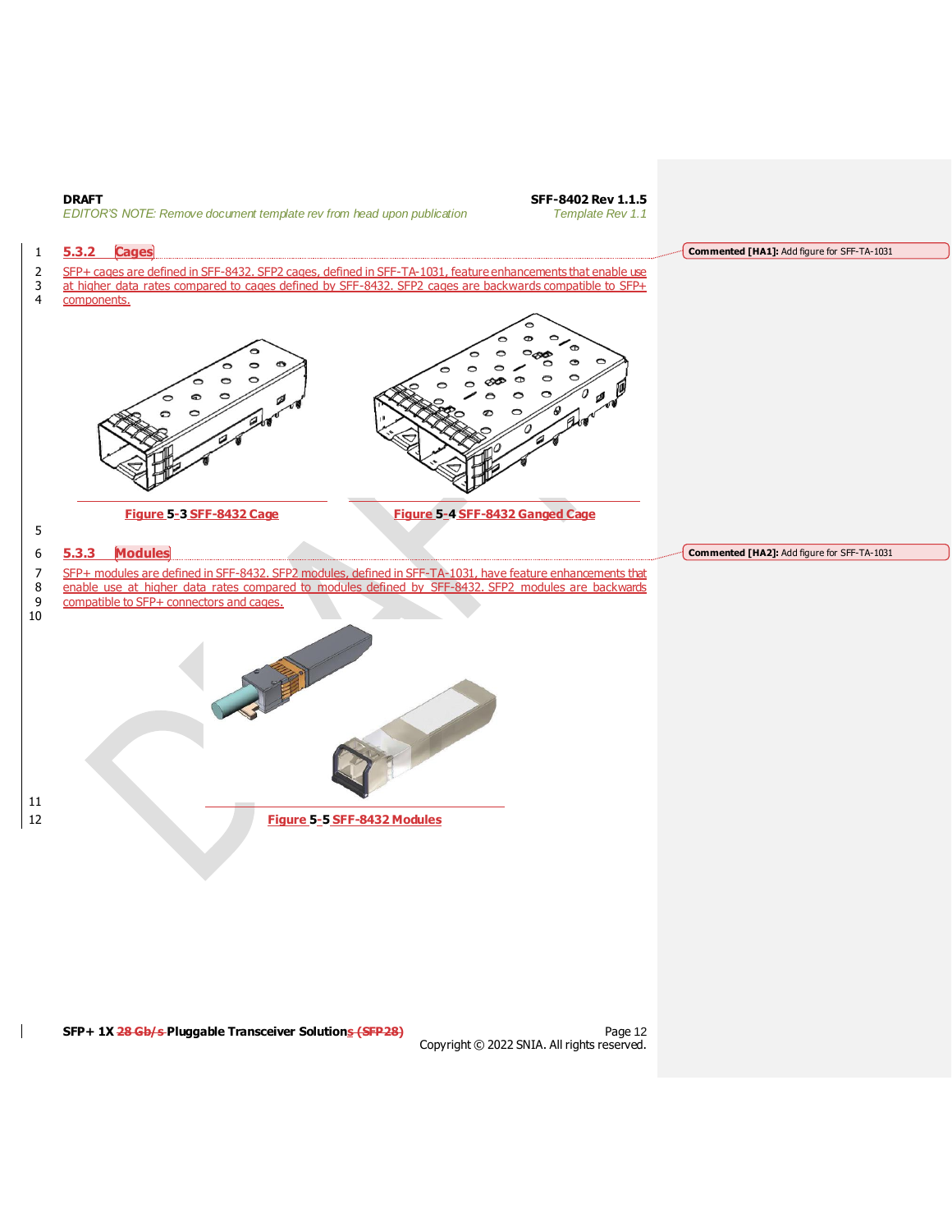### 5.3.2 Cages

SFP+ cages are defined in SFF-8432. SFP2 cages, defined in SFF-TA-1031, feature enhancements that enable use at higher data rates compared to cages defined by SFF-8432. SFP2 cages are backwards compatible to SFP+ components.

Figure 5-3 SFF-8432 Cage

Figure 5-4 SFF-8432 Ganged Cage

### 5.3.3 Modules

SFP+ modules are defined in SFF-8432. SFP2 modules, defined in SFF-TA-1031, have feature enhancements that enable use at higher data rates compared to modules defined by SFF-8432. SFP2 modules are backwards compatible to SFP+ connectors and cages.

Figure 5-5 SFF-8432 Modules

Commented [HA1]: Add figure for SFF-TA-1031

Commented [HA2]: Add figure for SFF-TA-1031